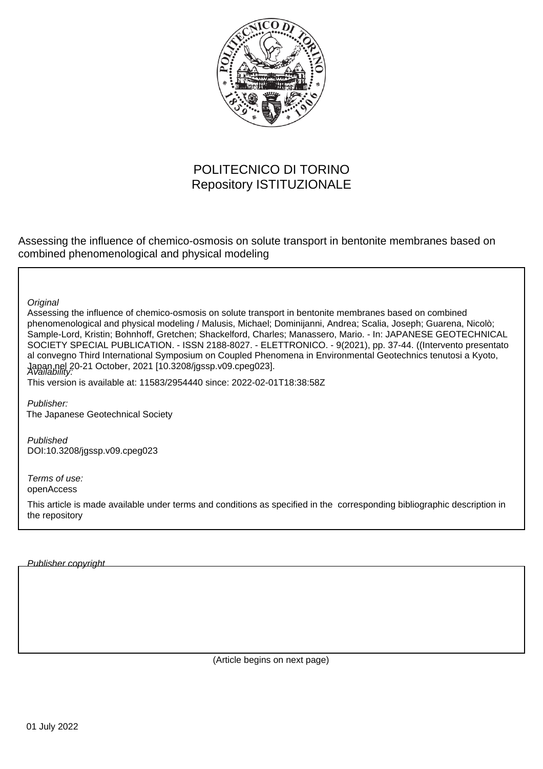POLITECNICO DI TORINO
Repository ISTITUZIONALE

Assessing the influence of chemico-osmosis on solute transport in bentonite membranes based on combined phenomenological and physical modeling

*Original*

Assessing the influence of chemico-osmosis on solute transport in bentonite membranes based on combined phenomenological and physical modeling / Malusis, Michael; Dominijanni, Andrea; Scalia, Joseph; Guarena, Nicolò; Sample-Lord, Kristin; Bohnhoff, Gretchen; Shackelford, Charles; Manassero, Mario. - In: JAPANESE GEOTECHNICAL SOCIETY SPECIAL PUBLICATION. - ISSN 2188-8027. - ELETTRONICO. - 9(2021), pp. 37-44. ((Intervento presentato al convegno Third International Symposium on Coupled Phenomena in Environmental Geotechnics tenutosi a Kyoto, Japan nel 20-21 October, 2021 [10.3208/jgssp.v09.cpeg023].

*Availability:*

This version is available at: 11583/2954440 since: 2022-02-01T18:38:58Z

*Publisher:*

The Japanese Geotechnical Society

*Published*

DOI:10.3208/jgssp.v09.cpeg023

*Terms of use:*

openAccess

This article is made available under terms and conditions as specified in the corresponding bibliographic description in the repository

*Publisher copyright*

(Article begins on next page)

01 July 2022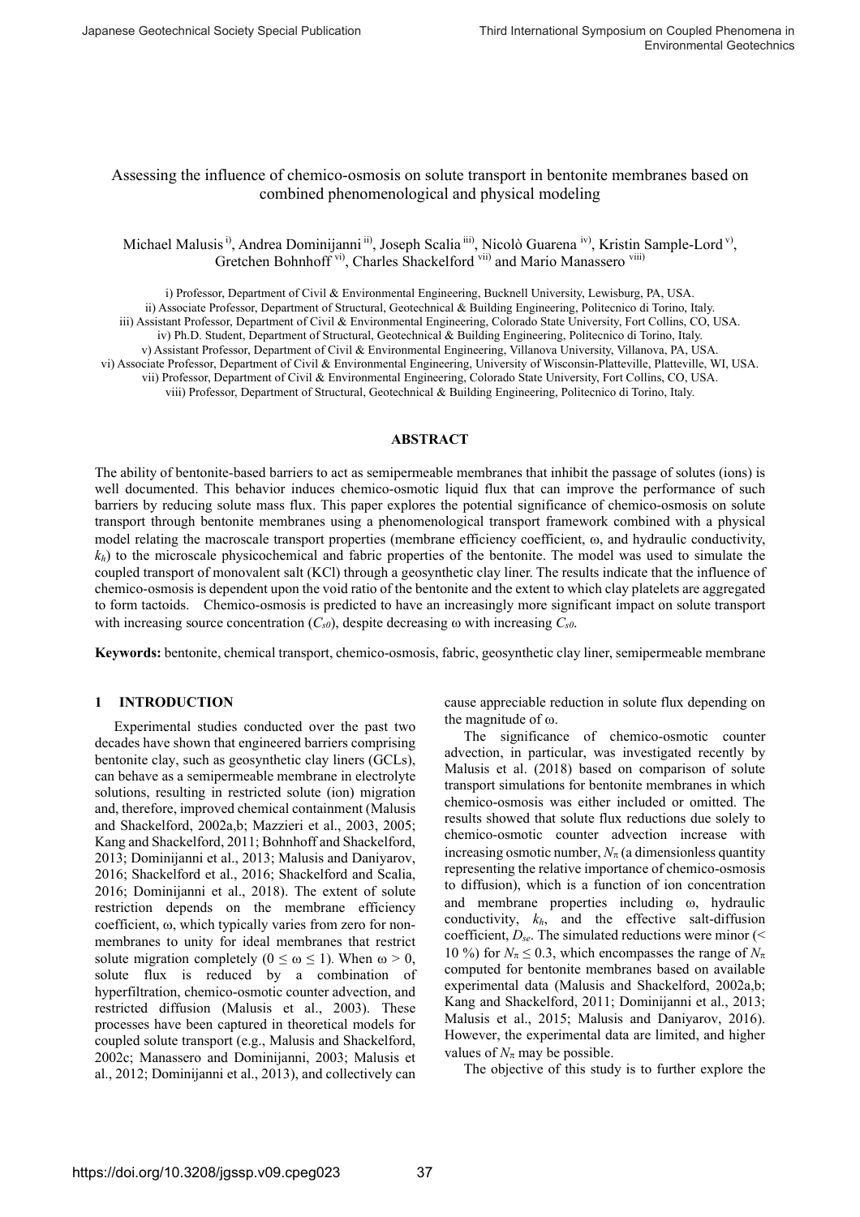# Assessing the influence of chemico-osmosis on solute transport in bentonite membranes based on combined phenomenological and physical modeling

Michael Malusis [i], Andrea Dominijanni [ii], Joseph Scalia [iii], Nicolò Guarena [iv], Kristin Sample-Lord [v], Gretchen Bohnhoff [vi], Charles Shackelford [vii] and Mario Manassero [viii]

i) Professor, Department of Civil & Environmental Engineering, Bucknell University, Lewisburg, PA, USA.
ii) Associate Professor, Department of Structural, Geotechnical & Building Engineering, Politecnico di Torino, Italy.
iii) Assistant Professor, Department of Civil & Environmental Engineering, Colorado State University, Fort Collins, CO, USA.
iv) Ph.D. Student, Department of Structural, Geotechnical & Building Engineering, Politecnico di Torino, Italy.
v) Assistant Professor, Department of Civil & Environmental Engineering, Villanova University, Villanova, PA, USA.
vi) Associate Professor, Department of Civil & Environmental Engineering, University of Wisconsin-Platteville, Platteville, WI, USA.
vii) Professor, Department of Civil & Environmental Engineering, Colorado State University, Fort Collins, CO, USA.
viii) Professor, Department of Structural, Geotechnical & Building Engineering, Politecnico di Torino, Italy.

**ABSTRACT**

The ability of bentonite-based barriers to act as semipermeable membranes that inhibit the passage of solutes (ions) is well documented. This behavior induces chemico-osmotic liquid flux that can improve the performance of such barriers by reducing solute mass flux. This paper explores the potential significance of chemico-osmosis on solute transport through bentonite membranes using a phenomenological transport framework combined with a physical model relating the macroscale transport properties (membrane efficiency coefficient, $\omega$, and hydraulic conductivity, $k_h$) to the microscale physicochemical and fabric properties of the bentonite. The model was used to simulate the coupled transport of monovalent salt (KCl) through a geosynthetic clay liner. The results indicate that the influence of chemico-osmosis is dependent upon the void ratio of the bentonite and the extent to which clay platelets are aggregated to form tactoids. Chemico-osmosis is predicted to have an increasingly more significant impact on solute transport with increasing source concentration ($C_{s0}$), despite decreasing $\omega$ with increasing $C_{s0}$.

**Keywords:** bentonite, chemical transport, chemico-osmosis, fabric, geosynthetic clay liner, semipermeable membrane

## 1 INTRODUCTION

Experimental studies conducted over the past two decades have shown that engineered barriers comprising bentonite clay, such as geosynthetic clay liners (GCLs), can behave as a semipermeable membrane in electrolyte solutions, resulting in restricted solute (ion) migration and, therefore, improved chemical containment (Malusis and Shackelford, 2002a,b; Mazzieri et al., 2003, 2005; Kang and Shackelford, 2011; Bohnhoff and Shackelford, 2013; Dominijanni et al., 2013; Malusis and Daniyarov, 2016; Shackelford et al., 2016; Shackelford and Scalia, 2016; Dominijanni et al., 2018). The extent of solute restriction depends on the membrane efficiency coefficient, $\omega$, which typically varies from zero for non-membranes to unity for ideal membranes that restrict solute migration completely ($0 \leq \omega \leq 1$). When $\omega > 0$, solute flux is reduced by a combination of hyperfiltration, chemico-osmotic counter advection, and restricted diffusion (Malusis et al., 2003). These processes have been captured in theoretical models for coupled solute transport (e.g., Malusis and Shackelford, 2002c; Manassero and Dominijanni, 2003; Malusis et al., 2012; Dominijanni et al., 2013), and collectively can cause appreciable reduction in solute flux depending on the magnitude of $\omega$.

The significance of chemico-osmotic counter advection, in particular, was investigated recently by Malusis et al. (2018) based on comparison of solute transport simulations for bentonite membranes in which chemico-osmosis was either included or omitted. The results showed that solute flux reductions due solely to chemico-osmotic counter advection increase with increasing osmotic number, $N_\pi$ (a dimensionless quantity representing the relative importance of chemico-osmosis to diffusion), which is a function of ion concentration and membrane properties including $\omega$, hydraulic conductivity, $k_h$, and the effective salt-diffusion coefficient, $D_{se}$. The simulated reductions were minor (< 10 %) for $N_\pi \leq 0.3$, which encompasses the range of $N_\pi$ computed for bentonite membranes based on available experimental data (Malusis and Shackelford, 2002a,b; Kang and Shackelford, 2011; Dominijanni et al., 2013; Malusis et al., 2015; Malusis and Daniyarov, 2016). However, the experimental data are limited, and higher values of $N_\pi$ may be possible.

The objective of this study is to further explore the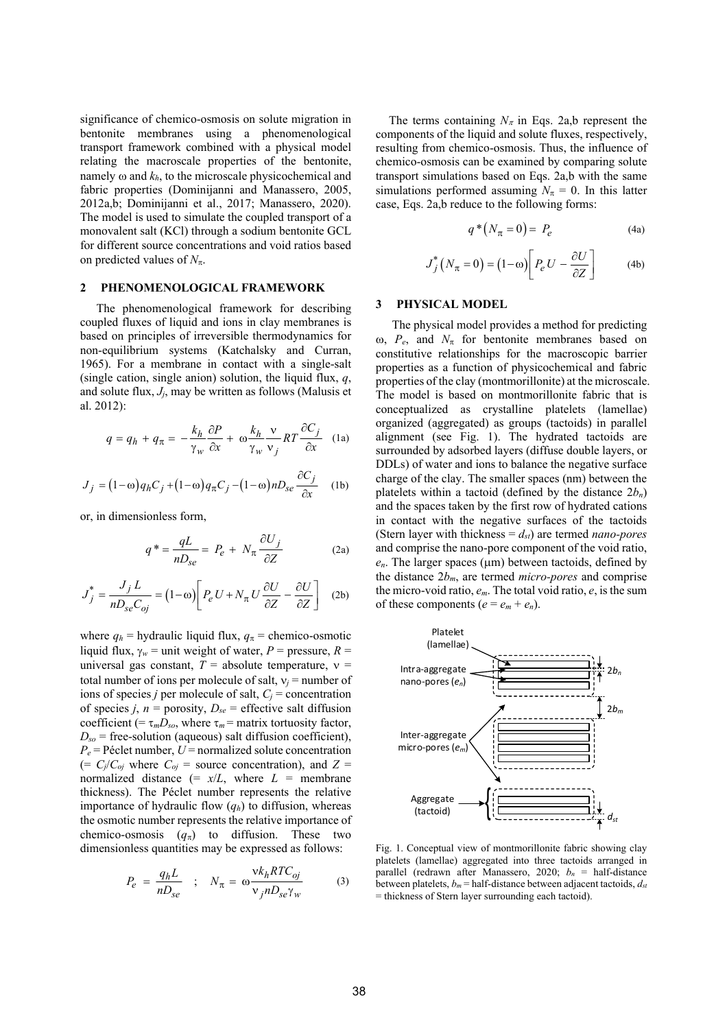significance of chemico-osmosis on solute migration in bentonite membranes using a phenomenological transport framework combined with a physical model relating the macroscale properties of the bentonite, namely ω and $k_h$, to the microscale physicochemical and fabric properties (Dominijanni and Manassero, 2005, 2012a,b; Dominijanni et al., 2017; Manassero, 2020). The model is used to simulate the coupled transport of a monovalent salt (KCl) through a sodium bentonite GCL for different source concentrations and void ratios based on predicted values of $N_\pi$.

## 2 PHENOMENOLOGICAL FRAMEWORK

The phenomenological framework for describing coupled fluxes of liquid and ions in clay membranes is based on principles of irreversible thermodynamics for non-equilibrium systems (Katchalsky and Curran, 1965). For a membrane in contact with a single-salt (single cation, single anion) solution, the liquid flux, $q$, and solute flux, $J_j$, may be written as follows (Malusis et al. 2012):

$$q = q_h + q_\pi = -\frac{k_h}{\gamma_w}\frac{\partial P}{\partial x} + \omega\frac{k_h}{\gamma_w}\frac{\nu}{\nu_j}RT\frac{\partial C_j}{\partial x} \quad \text{(1a)}$$

$$J_j = (1-\omega)q_h C_j + (1-\omega)q_\pi C_j - (1-\omega)nD_{se}\frac{\partial C_j}{\partial x} \quad \text{(1b)}$$

or, in dimensionless form,

$$q^* = \frac{qL}{nD_{se}} = P_e + N_\pi\frac{\partial U_j}{\partial Z} \quad \text{(2a)}$$

$$J_j^* = \frac{J_j L}{nD_{se}C_{oj}} = (1-\omega)\left[P_e U + N_\pi U\frac{\partial U}{\partial Z} - \frac{\partial U}{\partial Z}\right] \quad \text{(2b)}$$

where $q_h$ = hydraulic liquid flux, $q_\pi$ = chemico-osmotic liquid flux, $\gamma_w$ = unit weight of water, $P$ = pressure, $R$ = universal gas constant, $T$ = absolute temperature, $\nu$ = total number of ions per molecule of salt, $\nu_j$ = number of ions of species $j$ per molecule of salt, $C_j$ = concentration of species $j$, $n$ = porosity, $D_{se}$ = effective salt diffusion coefficient (= $\tau_m D_{so}$, where $\tau_m$ = matrix tortuosity factor, $D_{so}$ = free-solution (aqueous) salt diffusion coefficient), $P_e$ = Péclet number, $U$ = normalized solute concentration (= $C_j/C_{oj}$ where $C_{oj}$ = source concentration), and $Z$ = normalized distance (= $x/L$, where $L$ = membrane thickness). The Péclet number represents the relative importance of hydraulic flow ($q_h$) to diffusion, whereas the osmotic number represents the relative importance of chemico-osmosis ($q_\pi$) to diffusion. These two dimensionless quantities may be expressed as follows:

$$P_e = \frac{q_h L}{nD_{se}} \quad ; \quad N_\pi = \omega\frac{\nu k_h RTC_{oj}}{\nu_j nD_{se}\gamma_w} \quad \text{(3)}$$

The terms containing $N_\pi$ in Eqs. 2a,b represent the components of the liquid and solute fluxes, respectively, resulting from chemico-osmosis. Thus, the influence of chemico-osmosis can be examined by comparing solute transport simulations based on Eqs. 2a,b with the same simulations performed assuming $N_\pi = 0$. In this latter case, Eqs. 2a,b reduce to the following forms:

$$q^*(N_\pi = 0) = P_e \quad \text{(4a)}$$

$$J_j^*(N_\pi = 0) = (1-\omega)\left[P_e U - \frac{\partial U}{\partial Z}\right] \quad \text{(4b)}$$

## 3 PHYSICAL MODEL

The physical model provides a method for predicting ω, $P_e$, and $N_\pi$ for bentonite membranes based on constitutive relationships for the macroscopic barrier properties as a function of physicochemical and fabric properties of the clay (montmorillonite) at the microscale. The model is based on montmorillonite fabric that is conceptualized as crystalline platelets (lamellae) organized (aggregated) as groups (tactoids) in parallel alignment (see Fig. 1). The hydrated tactoids are surrounded by adsorbed layers (diffuse double layers, or DDLs) of water and ions to balance the negative surface charge of the clay. The smaller spaces (nm) between the platelets within a tactoid (defined by the distance $2b_n$) and the spaces taken by the first row of hydrated cations in contact with the negative surfaces of the tactoids (Stern layer with thickness = $d_{st}$) are termed *nano-pores* and comprise the nano-pore component of the void ratio, $e_n$. The larger spaces (μm) between tactoids, defined by the distance $2b_m$, are termed *micro-pores* and comprise the micro-void ratio, $e_m$. The total void ratio, $e$, is the sum of these components ($e = e_m + e_n$).

Fig. 1. Conceptual view of montmorillonite fabric showing clay platelets (lamellae) aggregated into three tactoids arranged in parallel (redrawn after Manassero, 2020; $b_n$ = half-distance between platelets, $b_m$ = half-distance between adjacent tactoids, $d_{st}$ = thickness of Stern layer surrounding each tactoid).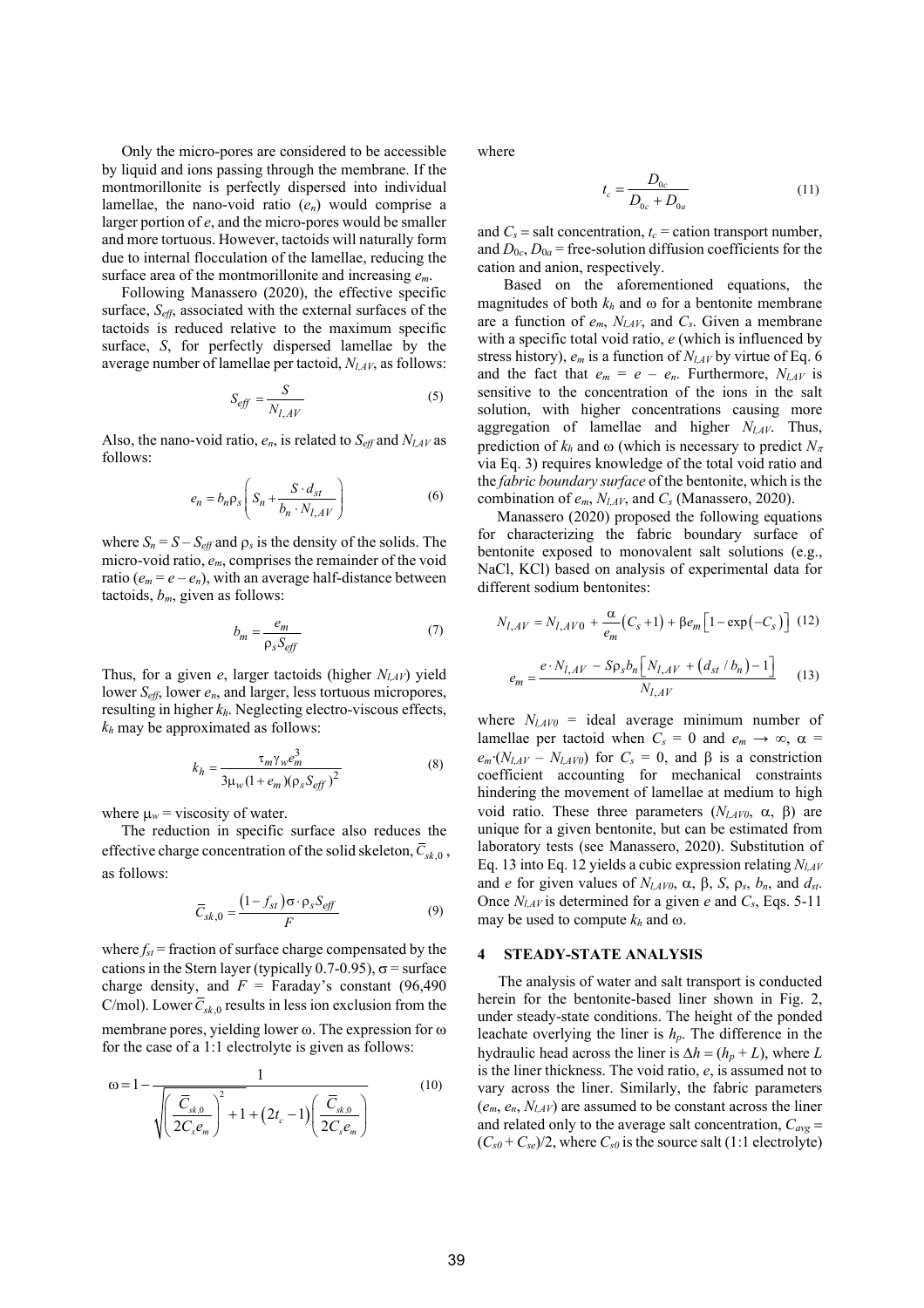Only the micro-pores are considered to be accessible by liquid and ions passing through the membrane. If the montmorillonite is perfectly dispersed into individual lamellae, the nano-void ratio ($e_n$) would comprise a larger portion of $e$, and the micro-pores would be smaller and more tortuous. However, tactoids will naturally form due to internal flocculation of the lamellae, reducing the surface area of the montmorillonite and increasing $e_m$.

Following Manassero (2020), the effective specific surface, $S_{eff}$, associated with the external surfaces of the tactoids is reduced relative to the maximum specific surface, $S$, for perfectly dispersed lamellae by the average number of lamellae per tactoid, $N_{l,AV}$, as follows:

$$S_{eff} = \frac{S}{N_{l,AV}} \tag{5}$$

Also, the nano-void ratio, $e_n$, is related to $S_{eff}$ and $N_{l,AV}$ as follows:

$$e_n = b_n \rho_s \left( S_n + \frac{S \cdot d_{st}}{b_n \cdot N_{l,AV}} \right) \tag{6}$$

where $S_n = S - S_{eff}$ and $\rho_s$ is the density of the solids. The micro-void ratio, $e_m$, comprises the remainder of the void ratio ($e_m = e - e_n$), with an average half-distance between tactoids, $b_m$, given as follows:

$$b_m = \frac{e_m}{\rho_s S_{eff}} \tag{7}$$

Thus, for a given $e$, larger tactoids (higher $N_{l,AV}$) yield lower $S_{eff}$, lower $e_n$, and larger, less tortuous micropores, resulting in higher $k_h$. Neglecting electro-viscous effects, $k_h$ may be approximated as follows:

$$k_h = \frac{\tau_m \gamma_w e_m^3}{3\mu_w (1+e_m)(\rho_s S_{eff})^2} \tag{8}$$

where $\mu_w$ = viscosity of water.

The reduction in specific surface also reduces the effective charge concentration of the solid skeleton, $\bar{C}_{sk,0}$, as follows:

$$\bar{C}_{sk,0} = \frac{(1-f_{st})\sigma \cdot \rho_s S_{eff}}{F} \tag{9}$$

where $f_{st}$ = fraction of surface charge compensated by the cations in the Stern layer (typically 0.7-0.95), $\sigma$ = surface charge density, and $F$ = Faraday's constant (96,490 C/mol). Lower $\bar{C}_{sk,0}$ results in less ion exclusion from the membrane pores, yielding lower $\omega$. The expression for $\omega$ for the case of a 1:1 electrolyte is given as follows:

$$\omega = 1 - \frac{1}{\sqrt{\left(\frac{\bar{C}_{sk,0}}{2C_s e_m}\right)^2 + 1} + (2t_c - 1)\left(\frac{\bar{C}_{sk,0}}{2C_s e_m}\right)} \tag{10}$$

where

$$t_c = \frac{D_{0c}}{D_{0c} + D_{0a}} \tag{11}$$

and $C_s$ = salt concentration, $t_c$ = cation transport number, and $D_{0c}$, $D_{0a}$ = free-solution diffusion coefficients for the cation and anion, respectively.

Based on the aforementioned equations, the magnitudes of both $k_h$ and $\omega$ for a bentonite membrane are a function of $e_m$, $N_{l,AV}$, and $C_s$. Given a membrane with a specific total void ratio, $e$ (which is influenced by stress history), $e_m$ is a function of $N_{l,AV}$ by virtue of Eq. 6 and the fact that $e_m = e - e_n$. Furthermore, $N_{l,AV}$ is sensitive to the concentration of the ions in the salt solution, with higher concentrations causing more aggregation of lamellae and higher $N_{l,AV}$. Thus, prediction of $k_h$ and $\omega$ (which is necessary to predict $N_\pi$ via Eq. 3) requires knowledge of the total void ratio and the *fabric boundary surface* of the bentonite, which is the combination of $e_m$, $N_{l,AV}$, and $C_s$ (Manassero, 2020).

Manassero (2020) proposed the following equations for characterizing the fabric boundary surface of bentonite exposed to monovalent salt solutions (e.g., NaCl, KCl) based on analysis of experimental data for different sodium bentonites:

$$N_{l,AV} = N_{l,AV0} + \frac{\alpha}{e_m}(C_s + 1) + \beta e_m \left[1 - \exp(-C_s)\right] \tag{12}$$

$$e_m = \frac{e \cdot N_{l,AV} - S\rho_s b_n \left[N_{l,AV} + (d_{st}/b_n) - 1\right]}{N_{l,AV}} \tag{13}$$

where $N_{l,AV0}$ = ideal average minimum number of lamellae per tactoid when $C_s = 0$ and $e_m \to \infty$, $\alpha = e_m \cdot (N_{l,AV} - N_{l,AV0})$ for $C_s = 0$, and $\beta$ is a constriction coefficient accounting for mechanical constraints hindering the movement of lamellae at medium to high void ratio. These three parameters ($N_{l,AV0}$, $\alpha$, $\beta$) are unique for a given bentonite, but can be estimated from laboratory tests (see Manassero, 2020). Substitution of Eq. 13 into Eq. 12 yields a cubic expression relating $N_{l,AV}$ and $e$ for given values of $N_{l,AV0}$, $\alpha$, $\beta$, $S$, $\rho_s$, $b_n$, and $d_{st}$. Once $N_{l,AV}$ is determined for a given $e$ and $C_s$, Eqs. 5-11 may be used to compute $k_h$ and $\omega$.

## 4 STEADY-STATE ANALYSIS

The analysis of water and salt transport is conducted herein for the bentonite-based liner shown in Fig. 2, under steady-state conditions. The height of the ponded leachate overlying the liner is $h_p$. The difference in the hydraulic head across the liner is $\Delta h = (h_p + L)$, where $L$ is the liner thickness. The void ratio, $e$, is assumed not to vary across the liner. Similarly, the fabric parameters ($e_m$, $e_n$, $N_{l,AV}$) are assumed to be constant across the liner and related only to the average salt concentration, $C_{avg} = (C_{s0} + C_{se})/2$, where $C_{s0}$ is the source salt (1:1 electrolyte)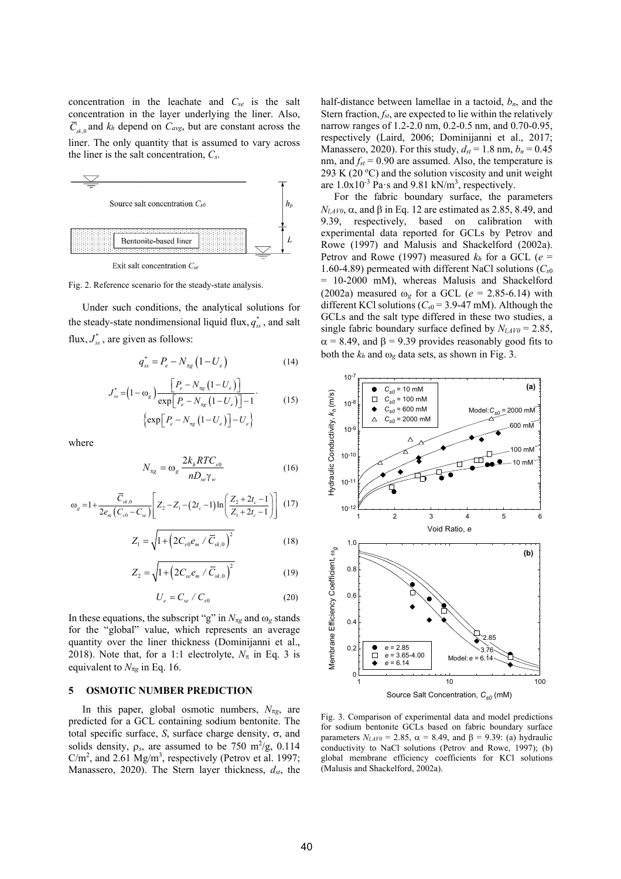concentration in the leachate and $C_{se}$ is the salt concentration in the layer underlying the liner. Also, $\overline{C}_{sk,0}$ and $k_h$ depend on $C_{avg}$, but are constant across the liner. The only quantity that is assumed to vary across the liner is the salt concentration, $C_s$.

Fig. 2. Reference scenario for the steady-state analysis.

Under such conditions, the analytical solutions for the steady-state nondimensional liquid flux, $q^*_{ss}$, and salt flux, $J^*_{ss}$, are given as follows:

$$q^*_{ss} = P_e - N_{\pi g}\left(1 - U_e\right) \tag{14}$$

$$J^*_{ss} = \left(1 - \omega_g\right)\frac{\left[P_e - N_{\pi g}\left(1 - U_e\right)\right]}{\exp\left[P_e - N_{\pi g}\left(1 - U_e\right)\right] - 1} \cdot \left\{\exp\left[P_e - N_{\pi g}\left(1 - U_e\right)\right] - U_e\right\} \tag{15}$$

where

$$N_{\pi g} = \omega_g \frac{2k_h RTC_{s0}}{nD_{se}\gamma_w} \tag{16}$$

$$\omega_g = 1 + \frac{\overline{C}_{sk,0}}{2e_m\left(C_{s0} - C_{se}\right)}\left[Z_2 - Z_1 - \left(2t_c - 1\right)\ln\left(\frac{Z_2 + 2t_c - 1}{Z_1 + 2t_c - 1}\right)\right] \tag{17}$$

$$Z_1 = \sqrt{1 + \left(2C_{s0}e_m / \overline{C}_{sk,0}\right)^2} \tag{18}$$

$$Z_2 = \sqrt{1 + \left(2C_{se}e_m / \overline{C}_{sk,0}\right)^2} \tag{19}$$

$$U_e = C_{se} / C_{s0} \tag{20}$$

In these equations, the subscript "g" in $N_{\pi g}$ and $\omega_g$ stands for the "global" value, which represents an average quantity over the liner thickness (Dominijanni et al., 2018). Note that, for a 1:1 electrolyte, $N_\pi$ in Eq. 3 is equivalent to $N_{\pi g}$ in Eq. 16.

## 5 OSMOTIC NUMBER PREDICTION

In this paper, global osmotic numbers, $N_{\pi g}$, are predicted for a GCL containing sodium bentonite. The total specific surface, $S$, surface charge density, $\sigma$, and solids density, $\rho_s$, are assumed to be 750 m$^2$/g, 0.114 C/m$^2$, and 2.61 Mg/m$^3$, respectively (Petrov et al. 1997; Manassero, 2020). The Stern layer thickness, $d_{st}$, the half-distance between lamellae in a tactoid, $b_n$, and the Stern fraction, $f_{st}$, are expected to lie within the relatively narrow ranges of 1.2-2.0 nm, 0.2-0.5 nm, and 0.70-0.95, respectively (Laird, 2006; Dominijanni et al., 2017; Manassero, 2020). For this study, $d_{st}$ = 1.8 nm, $b_n$ = 0.45 nm, and $f_{st}$ = 0.90 are assumed. Also, the temperature is 293 K (20 °C) and the solution viscosity and unit weight are 1.0x10$^{-3}$ Pa·s and 9.81 kN/m$^3$, respectively.

For the fabric boundary surface, the parameters $N_{l,AV0}$, $\alpha$, and $\beta$ in Eq. 12 are estimated as 2.85, 8.49, and 9.39, respectively, based on calibration with experimental data reported for GCLs by Petrov and Rowe (1997) and Malusis and Shackelford (2002a). Petrov and Rowe (1997) measured $k_h$ for a GCL ($e$ = 1.60-4.89) permeated with different NaCl solutions ($C_{s0}$ = 10-2000 mM), whereas Malusis and Shackelford (2002a) measured $\omega_g$ for a GCL ($e$ = 2.85-6.14) with different KCl solutions ($C_{s0}$ = 3.9-47 mM). Although the GCLs and the salt type differed in these two studies, a single fabric boundary surface defined by $N_{l,AV0}$ = 2.85, $\alpha$ = 8.49, and $\beta$ = 9.39 provides reasonably good fits to both the $k_h$ and $\omega_g$ data sets, as shown in Fig. 3.

Fig. 3. Comparison of experimental data and model predictions for sodium bentonite GCLs based on fabric boundary surface parameters $N_{LAV0}$ = 2.85, $\alpha$ = 8.49, and $\beta$ = 9.39: (a) hydraulic conductivity to NaCl solutions (Petrov and Rowe, 1997); (b) global membrane efficiency coefficients for KCl solutions (Malusis and Shackelford, 2002a).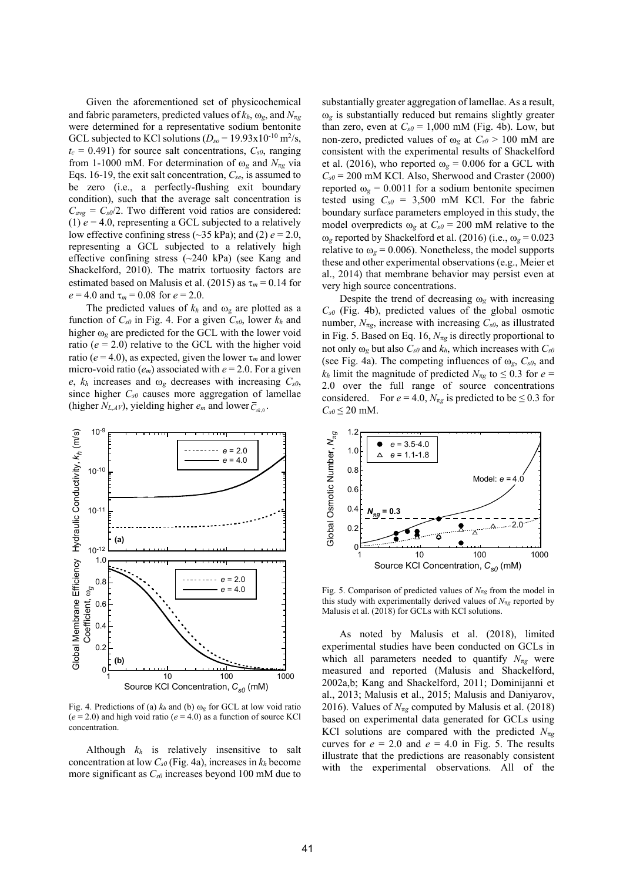Given the aforementioned set of physicochemical and fabric parameters, predicted values of $k_h$, $\omega_g$, and $N_{\pi g}$ were determined for a representative sodium bentonite GCL subjected to KCl solutions ($D_{so}$ = 19.93x10$^{-10}$ m$^2$/s, $t_c$ = 0.491) for source salt concentrations, $C_{s0}$, ranging from 1-1000 mM. For determination of $\omega_g$ and $N_{\pi g}$ via Eqs. 16-19, the exit salt concentration, $C_{se}$, is assumed to be zero (i.e., a perfectly-flushing exit boundary condition), such that the average salt concentration is $C_{avg}$ = $C_{s0}$/2. Two different void ratios are considered: (1) $e$ = 4.0, representing a GCL subjected to a relatively low effective confining stress (~35 kPa); and (2) $e$ = 2.0, representing a GCL subjected to a relatively high effective confining stress (~240 kPa) (see Kang and Shackelford, 2010). The matrix tortuosity factors are estimated based on Malusis et al. (2015) as $\tau_m$ = 0.14 for $e$ = 4.0 and $\tau_m$ = 0.08 for $e$ = 2.0.

The predicted values of $k_h$ and $\omega_g$ are plotted as a function of $C_{s0}$ in Fig. 4. For a given $C_{s0}$, lower $k_h$ and higher $\omega_g$ are predicted for the GCL with the lower void ratio ($e$ = 2.0) relative to the GCL with the higher void ratio ($e$ = 4.0), as expected, given the lower $\tau_m$ and lower micro-void ratio ($e_m$) associated with $e$ = 2.0. For a given $e$, $k_h$ increases and $\omega_g$ decreases with increasing $C_{s0}$, since higher $C_{s0}$ causes more aggregation of lamellae (higher $N_{L,AV}$), yielding higher $e_m$ and lower $\bar{C}_{sk,0}$.

Fig. 4. Predictions of (a) $k_h$ and (b) $\omega_g$ for GCL at low void ratio ($e$ = 2.0) and high void ratio ($e$ = 4.0) as a function of source KCl concentration.

Although $k_h$ is relatively insensitive to salt concentration at low $C_{s0}$ (Fig. 4a), increases in $k_h$ become more significant as $C_{s0}$ increases beyond 100 mM due to substantially greater aggregation of lamellae. As a result, $\omega_g$ is substantially reduced but remains slightly greater than zero, even at $C_{s0}$ = 1,000 mM (Fig. 4b). Low, but non-zero, predicted values of $\omega_g$ at $C_{s0}$ > 100 mM are consistent with the experimental results of Shackelford et al. (2016), who reported $\omega_g$ = 0.006 for a GCL with $C_{s0}$ = 200 mM KCl. Also, Sherwood and Craster (2000) reported $\omega_g$ = 0.0011 for a sodium bentonite specimen tested using $C_{s0}$ = 3,500 mM KCl. For the fabric boundary surface parameters employed in this study, the model overpredicts $\omega_g$ at $C_{s0}$ = 200 mM relative to the $\omega_g$ reported by Shackelford et al. (2016) (i.e., $\omega_g$ = 0.023 relative to $\omega_g$ = 0.006). Nonetheless, the model supports these and other experimental observations (e.g., Meier et al., 2014) that membrane behavior may persist even at very high source concentrations.

Despite the trend of decreasing $\omega_g$ with increasing $C_{s0}$ (Fig. 4b), predicted values of the global osmotic number, $N_{\pi g}$, increase with increasing $C_{s0}$, as illustrated in Fig. 5. Based on Eq. 16, $N_{\pi g}$ is directly proportional to not only $\omega_g$ but also $C_{s0}$ and $k_h$, which increases with $C_{s0}$ (see Fig. 4a). The competing influences of $\omega_g$, $C_{s0}$, and $k_h$ limit the magnitude of predicted $N_{\pi g}$ to ≤ 0.3 for $e$ = 2.0 over the full range of source concentrations considered. For $e$ = 4.0, $N_{\pi g}$ is predicted to be ≤ 0.3 for $C_{s0}$ ≤ 20 mM.

Fig. 5. Comparison of predicted values of $N_{\pi g}$ from the model in this study with experimentally derived values of $N_{\pi g}$ reported by Malusis et al. (2018) for GCLs with KCl solutions.

As noted by Malusis et al. (2018), limited experimental studies have been conducted on GCLs in which all parameters needed to quantify $N_{\pi g}$ were measured and reported (Malusis and Shackelford, 2002a,b; Kang and Shackelford, 2011; Dominijanni et al., 2013; Malusis et al., 2015; Malusis and Daniyarov, 2016). Values of $N_{\pi g}$ computed by Malusis et al. (2018) based on experimental data generated for GCLs using KCl solutions are compared with the predicted $N_{\pi g}$ curves for $e$ = 2.0 and $e$ = 4.0 in Fig. 5. The results illustrate that the predictions are reasonably consistent with the experimental observations. All of the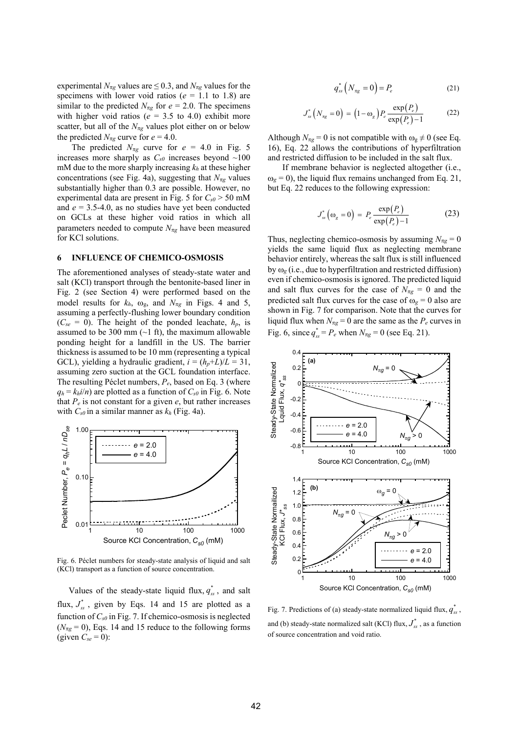experimental $N_{\pi g}$ values are ≤ 0.3, and $N_{\pi g}$ values for the specimens with lower void ratios ($e$ = 1.1 to 1.8) are similar to the predicted $N_{\pi g}$ for $e$ = 2.0. The specimens with higher void ratios ($e$ = 3.5 to 4.0) exhibit more scatter, but all of the $N_{\pi g}$ values plot either on or below the predicted $N_{\pi g}$ curve for $e$ = 4.0.

The predicted $N_{\pi g}$ curve for $e$ = 4.0 in Fig. 5 increases more sharply as $C_{s0}$ increases beyond ~100 mM due to the more sharply increasing $k_h$ at these higher concentrations (see Fig. 4a), suggesting that $N_{\pi g}$ values substantially higher than 0.3 are possible. However, no experimental data are present in Fig. 5 for $C_{s0}$ > 50 mM and $e$ = 3.5-4.0, as no studies have yet been conducted on GCLs at these higher void ratios in which all parameters needed to compute $N_{\pi g}$ have been measured for KCl solutions.

## 6 INFLUENCE OF CHEMICO-OSMOSIS

The aforementioned analyses of steady-state water and salt (KCl) transport through the bentonite-based liner in Fig. 2 (see Section 4) were performed based on the model results for $k_h$, $\omega_g$, and $N_{\pi g}$ in Figs. 4 and 5, assuming a perfectly-flushing lower boundary condition ($C_{se}$ = 0). The height of the ponded leachate, $h_p$, is assumed to be 300 mm (~1 ft), the maximum allowable ponding height for a landfill in the US. The barrier thickness is assumed to be 10 mm (representing a typical GCL), yielding a hydraulic gradient, $i = (h_p+L)/L = 31$, assuming zero suction at the GCL foundation interface. The resulting Péclet numbers, $P_e$, based on Eq. 3 (where $q_h = k_h i/n$) are plotted as a function of $C_{s0}$ in Fig. 6. Note that $P_e$ is not constant for a given $e$, but rather increases with $C_{s0}$ in a similar manner as $k_h$ (Fig. 4a).

Fig. 6. Péclet numbers for steady-state analysis of liquid and salt (KCl) transport as a function of source concentration.

Values of the steady-state liquid flux, $q^*_{ss}$, and salt flux, $J^*_{ss}$, given by Eqs. 14 and 15 are plotted as a function of $C_{s0}$ in Fig. 7. If chemico-osmosis is neglected ($N_{\pi g}$ = 0), Eqs. 14 and 15 reduce to the following forms (given $C_{se}$ = 0):

$$q^*_{ss}\left(N_{\pi g}=0\right)=P_e \tag{21}$$

$$J^*_{ss}\left(N_{\pi g}=0\right)=\left(1-\omega_g\right)P_e\frac{\exp\left(P_e\right)}{\exp\left(P_e\right)-1} \tag{22}$$

Although $N_{\pi g}$ = 0 is not compatible with $\omega_g \neq 0$ (see Eq. 16), Eq. 22 allows the contributions of hyperfiltration and restricted diffusion to be included in the salt flux.

If membrane behavior is neglected altogether (i.e., $\omega_g$ = 0), the liquid flux remains unchanged from Eq. 21, but Eq. 22 reduces to the following expression:

$$J^*_{ss}\left(\omega_g=0\right)=P_e\frac{\exp\left(P_e\right)}{\exp\left(P_e\right)-1} \tag{23}$$

Thus, neglecting chemico-osmosis by assuming $N_{\pi g}$ = 0 yields the same liquid flux as neglecting membrane behavior entirely, whereas the salt flux is still influenced by $\omega_g$ (i.e., due to hyperfiltration and restricted diffusion) even if chemico-osmosis is ignored. The predicted liquid and salt flux curves for the case of $N_{\pi g}$ = 0 and the predicted salt flux curves for the case of $\omega_g$ = 0 also are shown in Fig. 7 for comparison. Note that the curves for liquid flux when $N_{\pi g}$ = 0 are the same as the $P_e$ curves in Fig. 6, since $q^*_{ss} = P_e$ when $N_{\pi g}$ = 0 (see Eq. 21).

Fig. 7. Predictions of (a) steady-state normalized liquid flux, $q^*_{ss}$, and (b) steady-state normalized salt (KCl) flux, $J^*_{ss}$, as a function of source concentration and void ratio.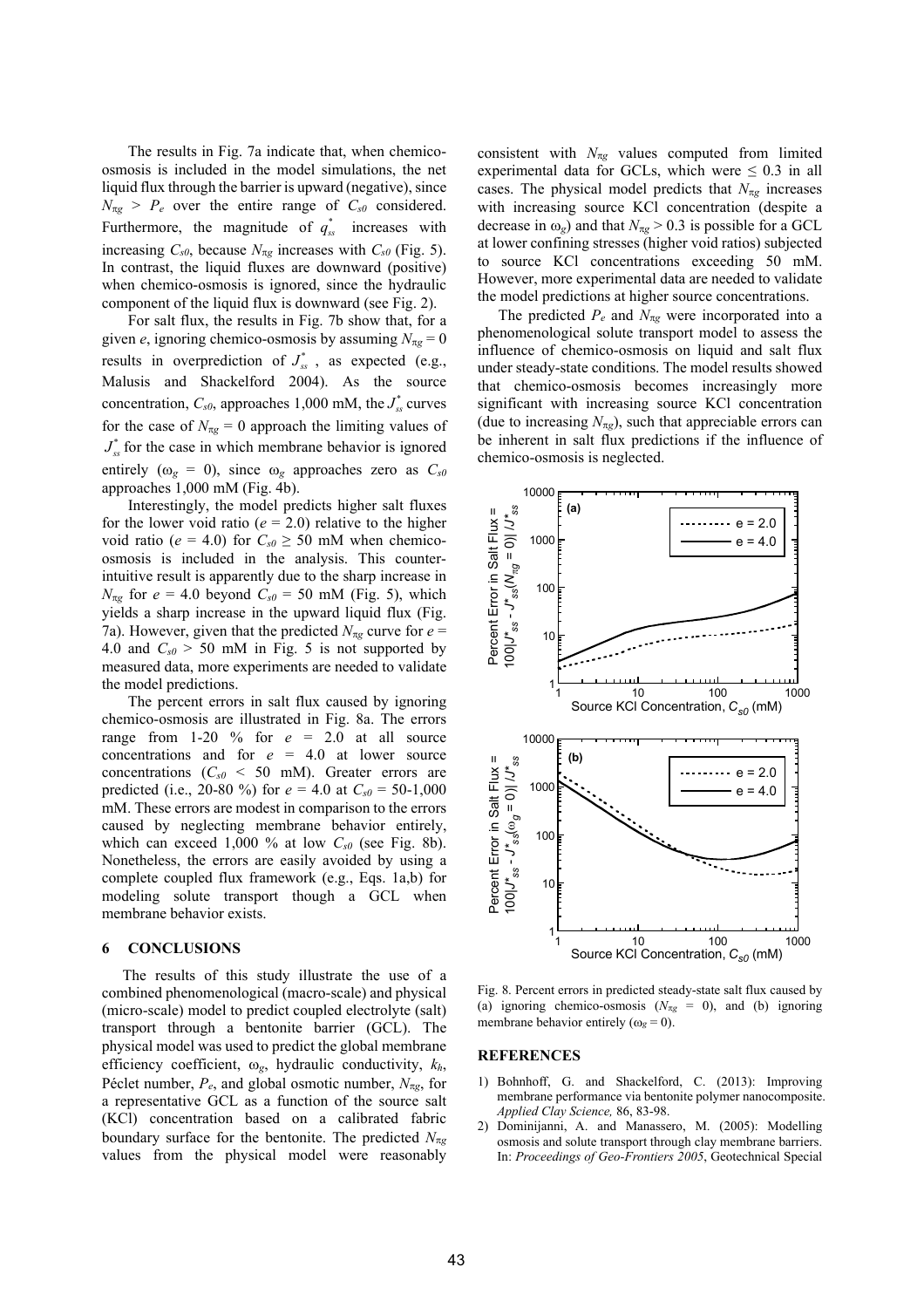The results in Fig. 7a indicate that, when chemico-osmosis is included in the model simulations, the net liquid flux through the barrier is upward (negative), since $N_{\pi g} > P_e$ over the entire range of $C_{s0}$ considered. Furthermore, the magnitude of $q_{ss}^*$ increases with increasing $C_{s0}$, because $N_{\pi g}$ increases with $C_{s0}$ (Fig. 5). In contrast, the liquid fluxes are downward (positive) when chemico-osmosis is ignored, since the hydraulic component of the liquid flux is downward (see Fig. 2).

For salt flux, the results in Fig. 7b show that, for a given $e$, ignoring chemico-osmosis by assuming $N_{\pi g} = 0$ results in overprediction of $J_{ss}^*$, as expected (e.g., Malusis and Shackelford 2004). As the source concentration, $C_{s0}$, approaches 1,000 mM, the $J_{ss}^*$ curves for the case of $N_{\pi g} = 0$ approach the limiting values of $J_{ss}^*$ for the case in which membrane behavior is ignored entirely ($\omega_g = 0$), since $\omega_g$ approaches zero as $C_{s0}$ approaches 1,000 mM (Fig. 4b).

Interestingly, the model predicts higher salt fluxes for the lower void ratio ($e = 2.0$) relative to the higher void ratio ($e = 4.0$) for $C_{s0} \geq 50$ mM when chemico-osmosis is included in the analysis. This counter-intuitive result is apparently due to the sharp increase in $N_{\pi g}$ for $e = 4.0$ beyond $C_{s0} = 50$ mM (Fig. 5), which yields a sharp increase in the upward liquid flux (Fig. 7a). However, given that the predicted $N_{\pi g}$ curve for $e = 4.0$ and $C_{s0} > 50$ mM in Fig. 5 is not supported by measured data, more experiments are needed to validate the model predictions.

The percent errors in salt flux caused by ignoring chemico-osmosis are illustrated in Fig. 8a. The errors range from 1-20 % for $e = 2.0$ at all source concentrations and for $e = 4.0$ at lower source concentrations ($C_{s0} < 50$ mM). Greater errors are predicted (i.e., 20-80 %) for $e = 4.0$ at $C_{s0} = 50$-1,000 mM. These errors are modest in comparison to the errors caused by neglecting membrane behavior entirely, which can exceed 1,000 % at low $C_{s0}$ (see Fig. 8b). Nonetheless, the errors are easily avoided by using a complete coupled flux framework (e.g., Eqs. 1a,b) for modeling solute transport though a GCL when membrane behavior exists.

## 6 CONCLUSIONS

The results of this study illustrate the use of a combined phenomenological (macro-scale) and physical (micro-scale) model to predict coupled electrolyte (salt) transport through a bentonite barrier (GCL). The physical model was used to predict the global membrane efficiency coefficient, $\omega_g$, hydraulic conductivity, $k_h$, Péclet number, $P_e$, and global osmotic number, $N_{\pi g}$, for a representative GCL as a function of the source salt (KCl) concentration based on a calibrated fabric boundary surface for the bentonite. The predicted $N_{\pi g}$ values from the physical model were reasonably consistent with $N_{\pi g}$ values computed from limited experimental data for GCLs, which were $\leq 0.3$ in all cases. The physical model predicts that $N_{\pi g}$ increases with increasing source KCl concentration (despite a decrease in $\omega_g$) and that $N_{\pi g} > 0.3$ is possible for a GCL at lower confining stresses (higher void ratios) subjected to source KCl concentrations exceeding 50 mM. However, more experimental data are needed to validate the model predictions at higher source concentrations.

The predicted $P_e$ and $N_{\pi g}$ were incorporated into a phenomenological solute transport model to assess the influence of chemico-osmosis on liquid and salt flux under steady-state conditions. The model results showed that chemico-osmosis becomes increasingly more significant with increasing source KCl concentration (due to increasing $N_{\pi g}$), such that appreciable errors can be inherent in salt flux predictions if the influence of chemico-osmosis is neglected.

Fig. 8. Percent errors in predicted steady-state salt flux caused by (a) ignoring chemico-osmosis ($N_{\pi g} = 0$), and (b) ignoring membrane behavior entirely ($\omega_g = 0$).

## REFERENCES

1) Bohnhoff, G. and Shackelford, C. (2013): Improving membrane performance via bentonite polymer nanocomposite. *Applied Clay Science,* 86, 83-98.
2) Dominijanni, A. and Manassero, M. (2005): Modelling osmosis and solute transport through clay membrane barriers. In: *Proceedings of Geo-Frontiers 2005*, Geotechnical Special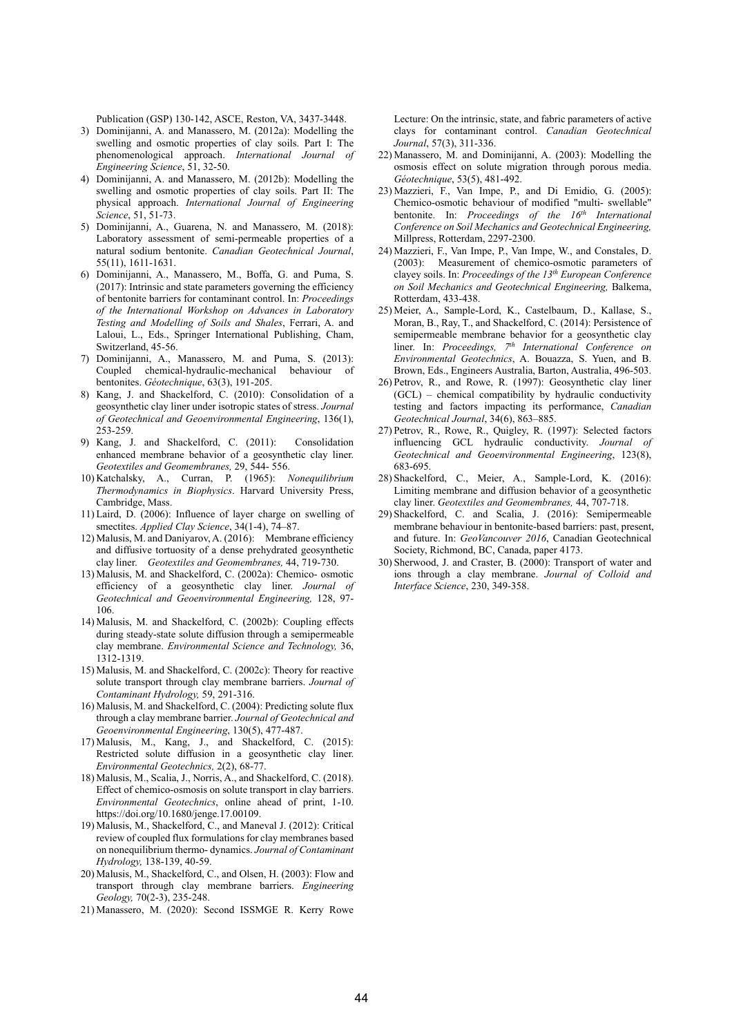Publication (GSP) 130-142, ASCE, Reston, VA, 3437-3448.

3) Dominijanni, A. and Manassero, M. (2012a): Modelling the swelling and osmotic properties of clay soils. Part I: The phenomenological approach. *International Journal of Engineering Science*, 51, 32-50.
4) Dominijanni, A. and Manassero, M. (2012b): Modelling the swelling and osmotic properties of clay soils. Part II: The physical approach. *International Journal of Engineering Science*, 51, 51-73.
5) Dominijanni, A., Guarena, N. and Manassero, M. (2018): Laboratory assessment of semi-permeable properties of a natural sodium bentonite. *Canadian Geotechnical Journal*, 55(11), 1611-1631.
6) Dominijanni, A., Manassero, M., Boffa, G. and Puma, S. (2017): Intrinsic and state parameters governing the efficiency of bentonite barriers for contaminant control. In: *Proceedings of the International Workshop on Advances in Laboratory Testing and Modelling of Soils and Shales*, Ferrari, A. and Laloui, L., Eds., Springer International Publishing, Cham, Switzerland, 45-56.
7) Dominijanni, A., Manassero, M. and Puma, S. (2013): Coupled chemical-hydraulic-mechanical behaviour of bentonites. *Géotechnique*, 63(3), 191-205.
8) Kang, J. and Shackelford, C. (2010): Consolidation of a geosynthetic clay liner under isotropic states of stress. *Journal of Geotechnical and Geoenvironmental Engineering*, 136(1), 253-259.
9) Kang, J. and Shackelford, C. (2011): Consolidation enhanced membrane behavior of a geosynthetic clay liner. *Geotextiles and Geomembranes,* 29, 544- 556.
10) Katchalsky, A., Curran, P. (1965): *Nonequilibrium Thermodynamics in Biophysics*. Harvard University Press, Cambridge, Mass.
11) Laird, D. (2006): Influence of layer charge on swelling of smectites. *Applied Clay Science*, 34(1-4), 74–87.
12) Malusis, M. and Daniyarov, A. (2016): Membrane efficiency and diffusive tortuosity of a dense prehydrated geosynthetic clay liner. *Geotextiles and Geomembranes,* 44, 719-730.
13) Malusis, M. and Shackelford, C. (2002a): Chemico- osmotic efficiency of a geosynthetic clay liner. *Journal of Geotechnical and Geoenvironmental Engineering,* 128, 97-106.
14) Malusis, M. and Shackelford, C. (2002b): Coupling effects during steady-state solute diffusion through a semipermeable clay membrane. *Environmental Science and Technology,* 36, 1312-1319.
15) Malusis, M. and Shackelford, C. (2002c): Theory for reactive solute transport through clay membrane barriers. *Journal of Contaminant Hydrology,* 59, 291-316.
16) Malusis, M. and Shackelford, C. (2004): Predicting solute flux through a clay membrane barrier. *Journal of Geotechnical and Geoenvironmental Engineering*, 130(5), 477-487.
17) Malusis, M., Kang, J., and Shackelford, C. (2015): Restricted solute diffusion in a geosynthetic clay liner. *Environmental Geotechnics,* 2(2), 68-77.
18) Malusis, M., Scalia, J., Norris, A., and Shackelford, C. (2018). Effect of chemico-osmosis on solute transport in clay barriers. *Environmental Geotechnics*, online ahead of print, 1-10. https://doi.org/10.1680/jenge.17.00109.
19) Malusis, M., Shackelford, C., and Maneval J. (2012): Critical review of coupled flux formulations for clay membranes based on nonequilibrium thermo- dynamics. *Journal of Contaminant Hydrology,* 138-139, 40-59.
20) Malusis, M., Shackelford, C., and Olsen, H. (2003): Flow and transport through clay membrane barriers. *Engineering Geology,* 70(2-3), 235-248.
21) Manassero, M. (2020): Second ISSMGE R. Kerry Rowe Lecture: On the intrinsic, state, and fabric parameters of active clays for contaminant control. *Canadian Geotechnical Journal*, 57(3), 311-336.
22) Manassero, M. and Dominijanni, A. (2003): Modelling the osmosis effect on solute migration through porous media. *Géotechnique*, 53(5), 481-492.
23) Mazzieri, F., Van Impe, P., and Di Emidio, G. (2005): Chemico-osmotic behaviour of modified "multi- swellable" bentonite. In: *Proceedings of the 16th International Conference on Soil Mechanics and Geotechnical Engineering,* Millpress, Rotterdam, 2297-2300.
24) Mazzieri, F., Van Impe, P., Van Impe, W., and Constales, D. (2003): Measurement of chemico-osmotic parameters of clayey soils. In: *Proceedings of the 13th European Conference on Soil Mechanics and Geotechnical Engineering,* Balkema, Rotterdam, 433-438.
25) Meier, A., Sample-Lord, K., Castelbaum, D., Kallase, S., Moran, B., Ray, T., and Shackelford, C. (2014): Persistence of semipermeable membrane behavior for a geosynthetic clay liner. In: *Proceedings, 7th International Conference on Environmental Geotechnics*, A. Bouazza, S. Yuen, and B. Brown, Eds., Engineers Australia, Barton, Australia, 496-503.
26) Petrov, R., and Rowe, R. (1997): Geosynthetic clay liner (GCL) – chemical compatibility by hydraulic conductivity testing and factors impacting its performance, *Canadian Geotechnical Journal*, 34(6), 863–885.
27) Petrov, R., Rowe, R., Quigley, R. (1997): Selected factors influencing GCL hydraulic conductivity. *Journal of Geotechnical and Geoenvironmental Engineering*, 123(8), 683-695.
28) Shackelford, C., Meier, A., Sample-Lord, K. (2016): Limiting membrane and diffusion behavior of a geosynthetic clay liner. *Geotextiles and Geomembranes,* 44, 707-718.
29) Shackelford, C. and Scalia, J. (2016): Semipermeable membrane behaviour in bentonite-based barriers: past, present, and future. In: *GeoVancouver 2016*, Canadian Geotechnical Society, Richmond, BC, Canada, paper 4173.
30) Sherwood, J. and Craster, B. (2000): Transport of water and ions through a clay membrane. *Journal of Colloid and Interface Science*, 230, 349-358.